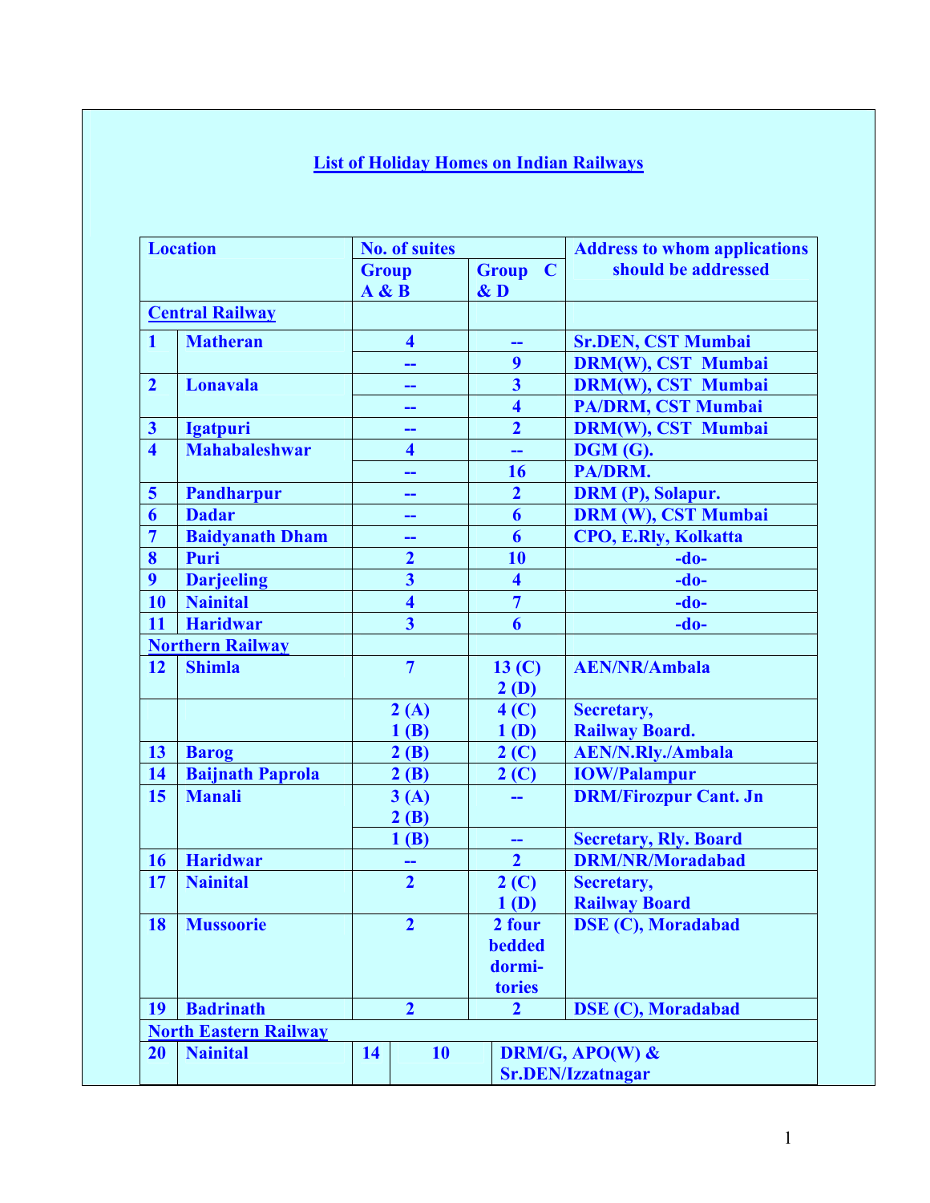## List of Holiday Homes on Indian Railways

| Location | | No. of suites | | Address to whom applications should be addressed |
|---|---|---|---|---|
| | | Group A & B | Group C & D | |
| **Central Railway** | | | | |
| 1 | Matheran | 4 | -- | Sr.DEN, CST Mumbai |
| | | -- | 9 | DRM(W), CST Mumbai |
| 2 | Lonavala | -- | 3 | DRM(W), CST Mumbai |
| | | -- | 4 | PA/DRM, CST Mumbai |
| 3 | Igatpuri | -- | 2 | DRM(W), CST Mumbai |
| 4 | Mahabaleshwar | 4 | -- | DGM (G). |
| | | -- | 16 | PA/DRM. |
| 5 | Pandharpur | -- | 2 | DRM (P), Solapur. |
| 6 | Dadar | -- | 6 | DRM (W), CST Mumbai |
| 7 | Baidyanath Dham | -- | 6 | CPO, E.Rly, Kolkatta |
| 8 | Puri | 2 | 10 | -do- |
| 9 | Darjeeling | 3 | 4 | -do- |
| 10 | Nainital | 4 | 7 | -do- |
| 11 | Haridwar | 3 | 6 | -do- |
| **Northern Railway** | | | | |
| 12 | Shimla | 7 | 13 (C) 2 (D) | AEN/NR/Ambala |
| | | 2 (A) 1 (B) | 4 (C) 1 (D) | Secretary, Railway Board. |
| 13 | Barog | 2 (B) | 2 (C) | AEN/N.Rly./Ambala |
| 14 | Baijnath Paprola | 2 (B) | 2 (C) | IOW/Palampur |
| 15 | Manali | 3 (A) 2 (B) | -- | DRM/Firozpur Cant. Jn |
| | | 1 (B) | -- | Secretary, Rly. Board |
| 16 | Haridwar | -- | 2 | DRM/NR/Moradabad |
| 17 | Nainital | 2 | 2 (C) 1 (D) | Secretary, Railway Board |
| 18 | Mussoorie | 2 | 2 four bedded dormi-tories | DSE (C), Moradabad |
| 19 | Badrinath | 2 | 2 | DSE (C), Moradabad |
| **North Eastern Railway** | | | | |
| 20 | Nainital | 14 | 10 | DRM/G, APO(W) & Sr.DEN/Izzatnagar |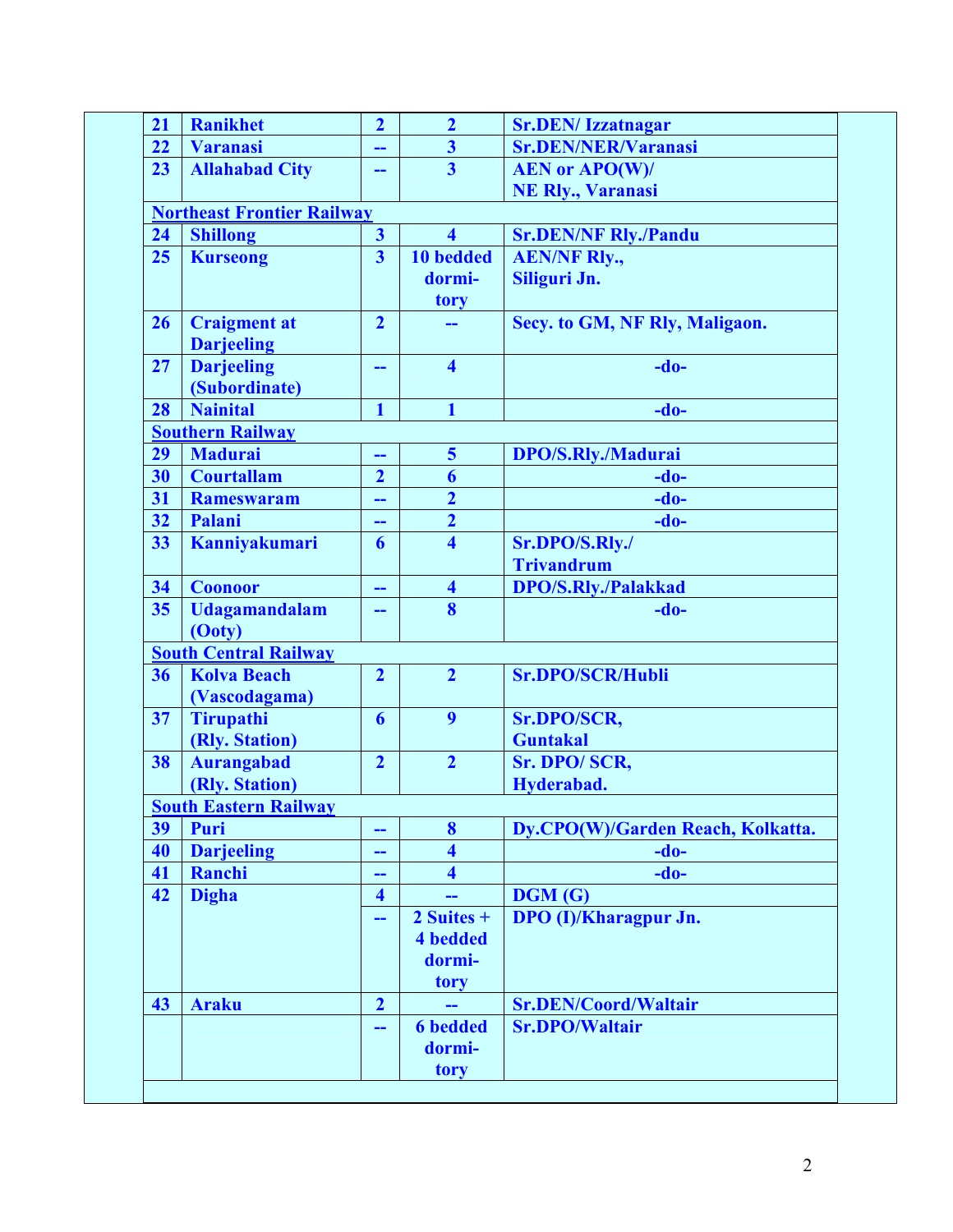| | | | | |
|---|---|---|---|---|
| 21 | Ranikhet | 2 | 2 | Sr.DEN/ Izzatnagar |
| 22 | Varanasi | -- | 3 | Sr.DEN/NER/Varanasi |
| 23 | Allahabad City | -- | 3 | AEN or APO(W)/ NE Rly., Varanasi |
| **Northeast Frontier Railway** | | | | |
| 24 | Shillong | 3 | 4 | Sr.DEN/NF Rly./Pandu |
| 25 | Kurseong | 3 | 10 bedded dormi-tory | AEN/NF Rly., Siliguri Jn. |
| 26 | Craigment at Darjeeling | 2 | -- | Secy. to GM, NF Rly, Maligaon. |
| 27 | Darjeeling (Subordinate) | -- | 4 | -do- |
| 28 | Nainital | 1 | 1 | -do- |
| **Southern Railway** | | | | |
| 29 | Madurai | -- | 5 | DPO/S.Rly./Madurai |
| 30 | Courtallam | 2 | 6 | -do- |
| 31 | Rameswaram | -- | 2 | -do- |
| 32 | Palani | -- | 2 | -do- |
| 33 | Kanniyakumari | 6 | 4 | Sr.DPO/S.Rly./ Trivandrum |
| 34 | Coonoor | -- | 4 | DPO/S.Rly./Palakkad |
| 35 | Udagamandalam (Ooty) | -- | 8 | -do- |
| **South Central Railway** | | | | |
| 36 | Kolva Beach (Vascodagama) | 2 | 2 | Sr.DPO/SCR/Hubli |
| 37 | Tirupathi (Rly. Station) | 6 | 9 | Sr.DPO/SCR, Guntakal |
| 38 | Aurangabad (Rly. Station) | 2 | 2 | Sr. DPO/ SCR, Hyderabad. |
| **South Eastern Railway** | | | | |
| 39 | Puri | -- | 8 | Dy.CPO(W)/Garden Reach, Kolkatta. |
| 40 | Darjeeling | -- | 4 | -do- |
| 41 | Ranchi | -- | 4 | -do- |
| 42 | Digha | 4 | -- | DGM (G) |
| | | -- | 2 Suites + 4 bedded dormi-tory | DPO (I)/Kharagpur Jn. |
| 43 | Araku | 2 | -- | Sr.DEN/Coord/Waltair |
| | | -- | 6 bedded dormi-tory | Sr.DPO/Waltair |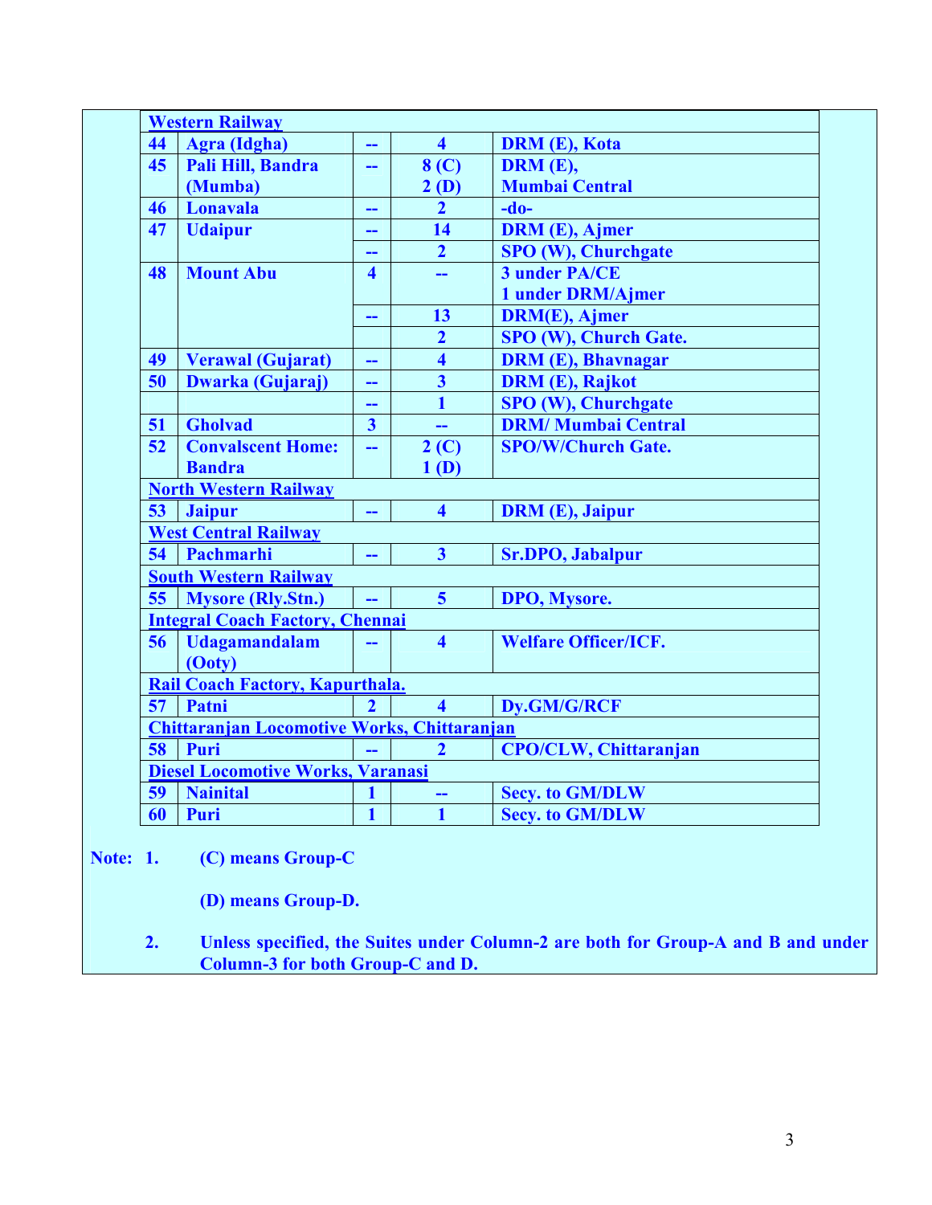| | | | | |
|---|---|---|---|---|
| **Western Railway** | | | | |
| 44 | Agra (Idgha) | -- | 4 | DRM (E), Kota |
| 45 | Pali Hill, Bandra (Mumba) | -- | 8 (C) 2 (D) | DRM (E), Mumbai Central |
| 46 | Lonavala | -- | 2 | -do- |
| 47 | Udaipur | -- | 14 | DRM (E), Ajmer |
| | | -- | 2 | SPO (W), Churchgate |
| 48 | Mount Abu | 4 | -- | 3 under PA/CE 1 under DRM/Ajmer |
| | | -- | 13 | DRM(E), Ajmer |
| | | | 2 | SPO (W), Church Gate. |
| 49 | Verawal (Gujarat) | -- | 4 | DRM (E), Bhavnagar |
| 50 | Dwarka (Gujaraj) | -- | 3 | DRM (E), Rajkot |
| | | -- | 1 | SPO (W), Churchgate |
| 51 | Gholvad | 3 | -- | DRM/ Mumbai Central |
| 52 | Convalscent Home: Bandra | -- | 2 (C) 1 (D) | SPO/W/Church Gate. |
| **North Western Railway** | | | | |
| 53 | Jaipur | -- | 4 | DRM (E), Jaipur |
| **West Central Railway** | | | | |
| 54 | Pachmarhi | -- | 3 | Sr.DPO, Jabalpur |
| **South Western Railway** | | | | |
| 55 | Mysore (Rly.Stn.) | -- | 5 | DPO, Mysore. |
| **Integral Coach Factory, Chennai** | | | | |
| 56 | Udagamandalam (Ooty) | -- | 4 | Welfare Officer/ICF. |
| **Rail Coach Factory, Kapurthala.** | | | | |
| 57 | Patni | 2 | 4 | Dy.GM/G/RCF |
| **Chittaranjan Locomotive Works, Chittaranjan** | | | | |
| 58 | Puri | -- | 2 | CPO/CLW, Chittaranjan |
| **Diesel Locomotive Works, Varanasi** | | | | |
| 59 | Nainital | 1 | -- | Secy. to GM/DLW |
| 60 | Puri | 1 | 1 | Secy. to GM/DLW |

**Note:** 1. (C) means Group-C

(D) means Group-D.

2. Unless specified, the Suites under Column-2 are both for Group-A and B and under Column-3 for both Group-C and D.